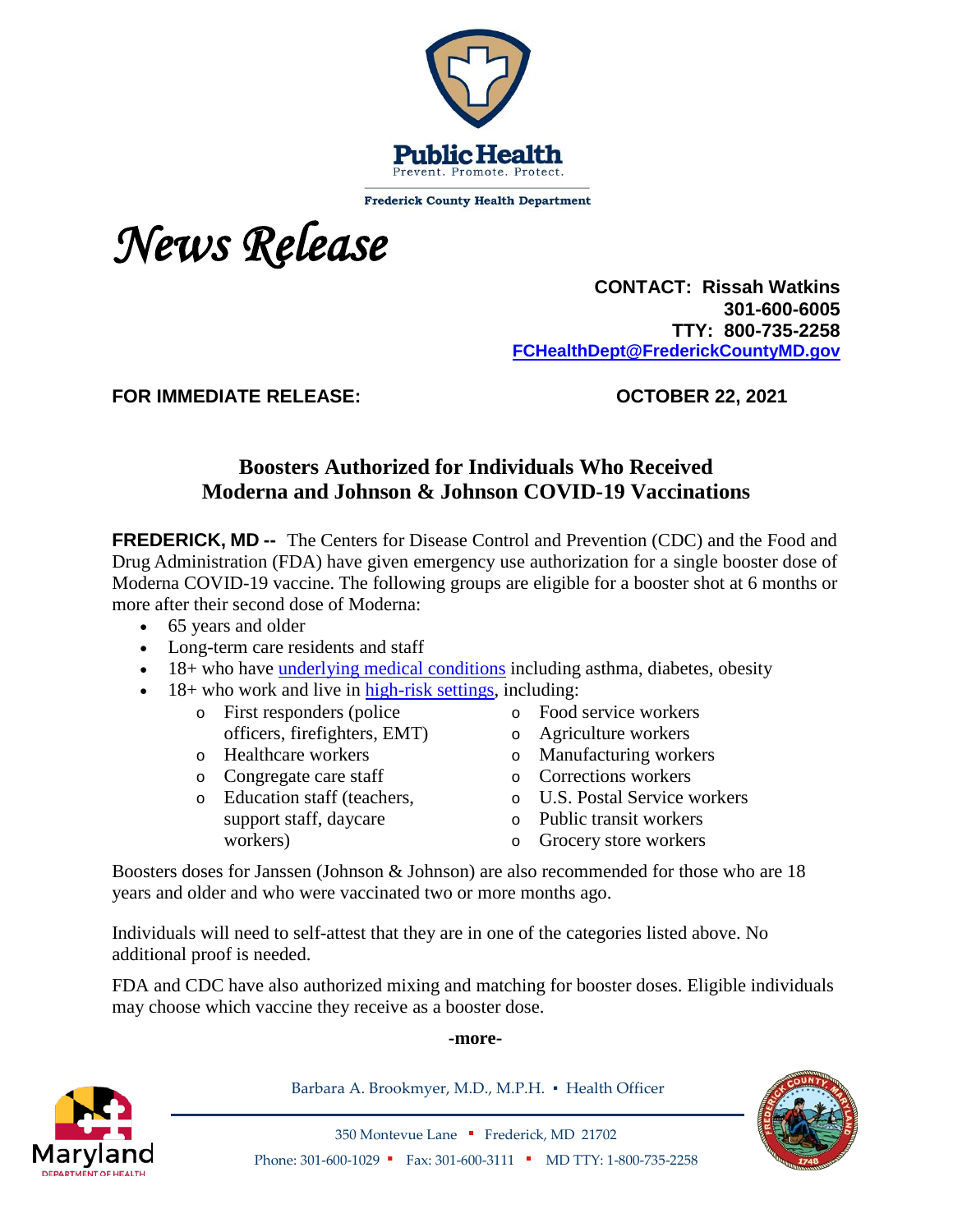Frederick County Health Department

*News Release*

**CONTACT: Rissah Watkins**
**301-600-6005**
**TTY: 800-735-2258**
**FCHealthDept@FrederickCountyMD.gov**

**FOR IMMEDIATE RELEASE:** **OCTOBER 22, 2021**

## Boosters Authorized for Individuals Who Received Moderna and Johnson & Johnson COVID-19 Vaccinations

**FREDERICK, MD --** The Centers for Disease Control and Prevention (CDC) and the Food and Drug Administration (FDA) have given emergency use authorization for a single booster dose of Moderna COVID-19 vaccine. The following groups are eligible for a booster shot at 6 months or more after their second dose of Moderna:

- 65 years and older
- Long-term care residents and staff
- 18+ who have underlying medical conditions including asthma, diabetes, obesity
- 18+ who work and live in high-risk settings, including:
  - First responders (police officers, firefighters, EMT)
  - Healthcare workers
  - Congregate care staff
  - Education staff (teachers, support staff, daycare workers)
  - Food service workers
  - Agriculture workers
  - Manufacturing workers
  - Corrections workers
  - U.S. Postal Service workers
  - Public transit workers
  - Grocery store workers

Boosters doses for Janssen (Johnson & Johnson) are also recommended for those who are 18 years and older and who were vaccinated two or more months ago.

Individuals will need to self-attest that they are in one of the categories listed above. No additional proof is needed.

FDA and CDC have also authorized mixing and matching for booster doses. Eligible individuals may choose which vaccine they receive as a booster dose.

**-more-**

Barbara A. Brookmyer, M.D., M.P.H. ▪ Health Officer

350 Montevue Lane ▪ Frederick, MD 21702

Phone: 301-600-1029 ▪ Fax: 301-600-3111 ▪ MD TTY: 1-800-735-2258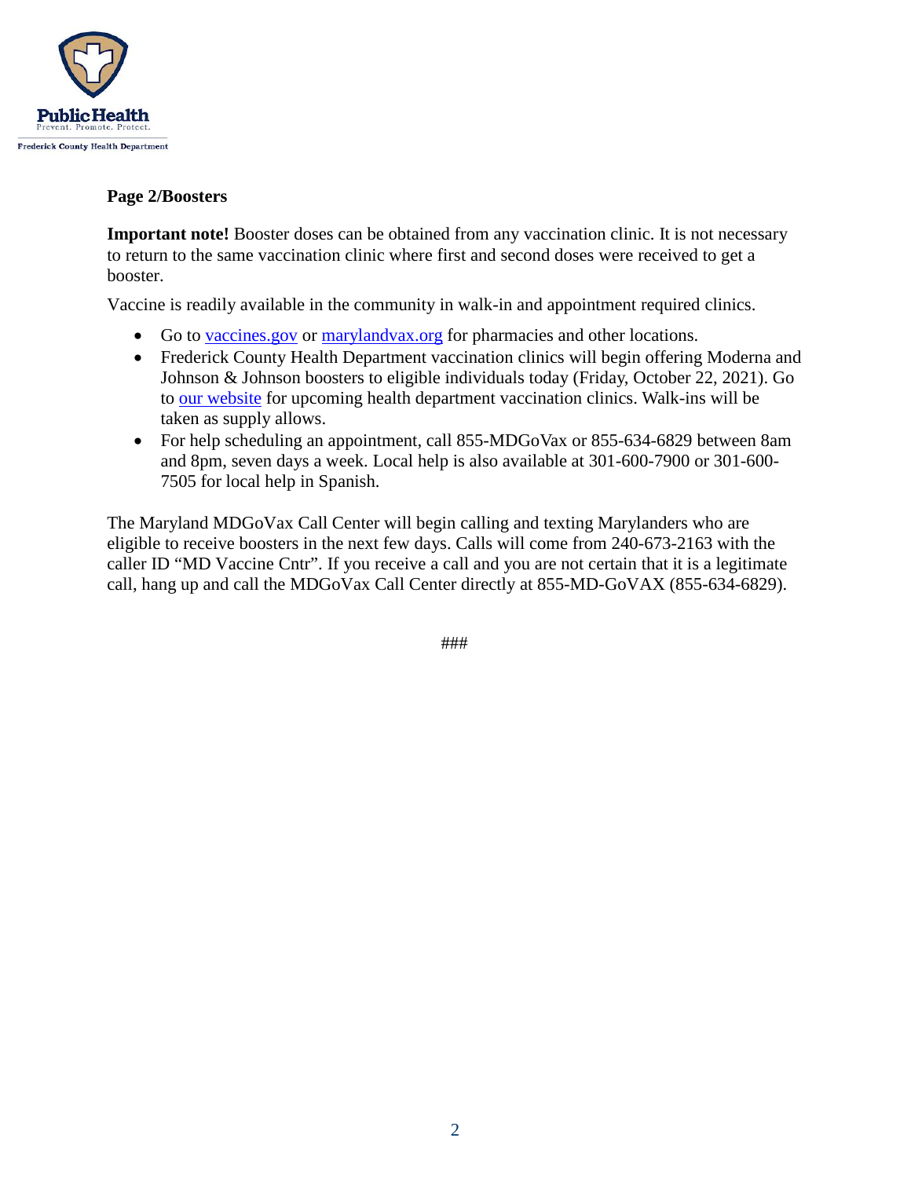**Page 2/Boosters**

**Important note!** Booster doses can be obtained from any vaccination clinic. It is not necessary to return to the same vaccination clinic where first and second doses were received to get a booster.

Vaccine is readily available in the community in walk-in and appointment required clinics.

- Go to [vaccines.gov](vaccines.gov) or [marylandvax.org](marylandvax.org) for pharmacies and other locations.
- Frederick County Health Department vaccination clinics will begin offering Moderna and Johnson & Johnson boosters to eligible individuals today (Friday, October 22, 2021). Go to [our website]() for upcoming health department vaccination clinics. Walk-ins will be taken as supply allows.
- For help scheduling an appointment, call 855-MDGoVax or 855-634-6829 between 8am and 8pm, seven days a week. Local help is also available at 301-600-7900 or 301-600-7505 for local help in Spanish.

The Maryland MDGoVax Call Center will begin calling and texting Marylanders who are eligible to receive boosters in the next few days. Calls will come from 240-673-2163 with the caller ID "MD Vaccine Cntr". If you receive a call and you are not certain that it is a legitimate call, hang up and call the MDGoVax Call Center directly at 855-MD-GoVAX (855-634-6829).

###